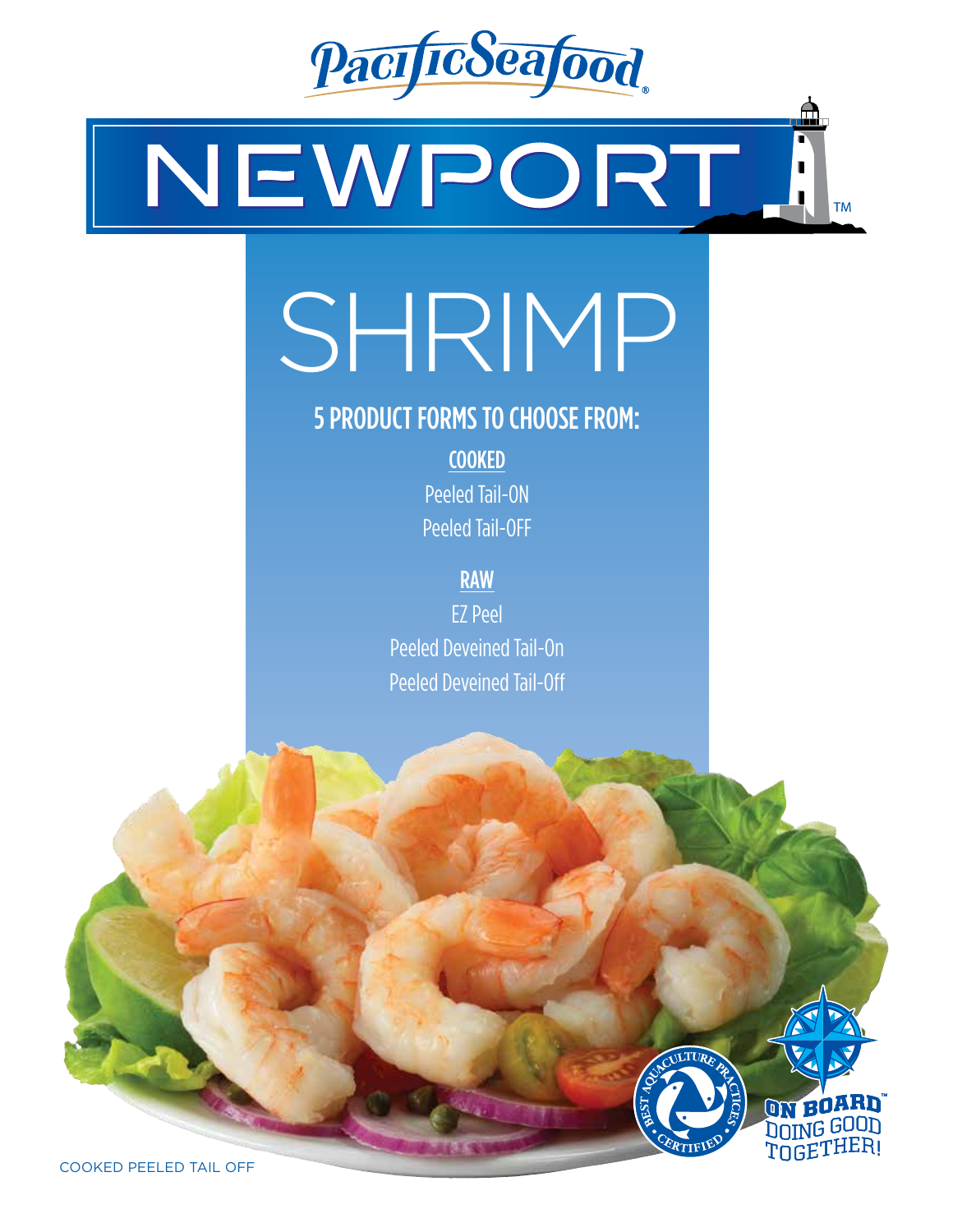Pacific Seafood

# NEWPORT™

# SHRIMP

## 5 PRODUCT FORMS TO CHOOSE FROM:

**COOKED**

Peeled Tail-ON

Peeled Tail-OFF

**RAW**

EZ Peel

Peeled Deveined Tail-On

Peeled Deveined Tail-Off

BEST AQUACULTURE PRACTICES CERTIFIED

ON BOARD™ DOING GOOD TOGETHER!

COOKED PEELED TAIL OFF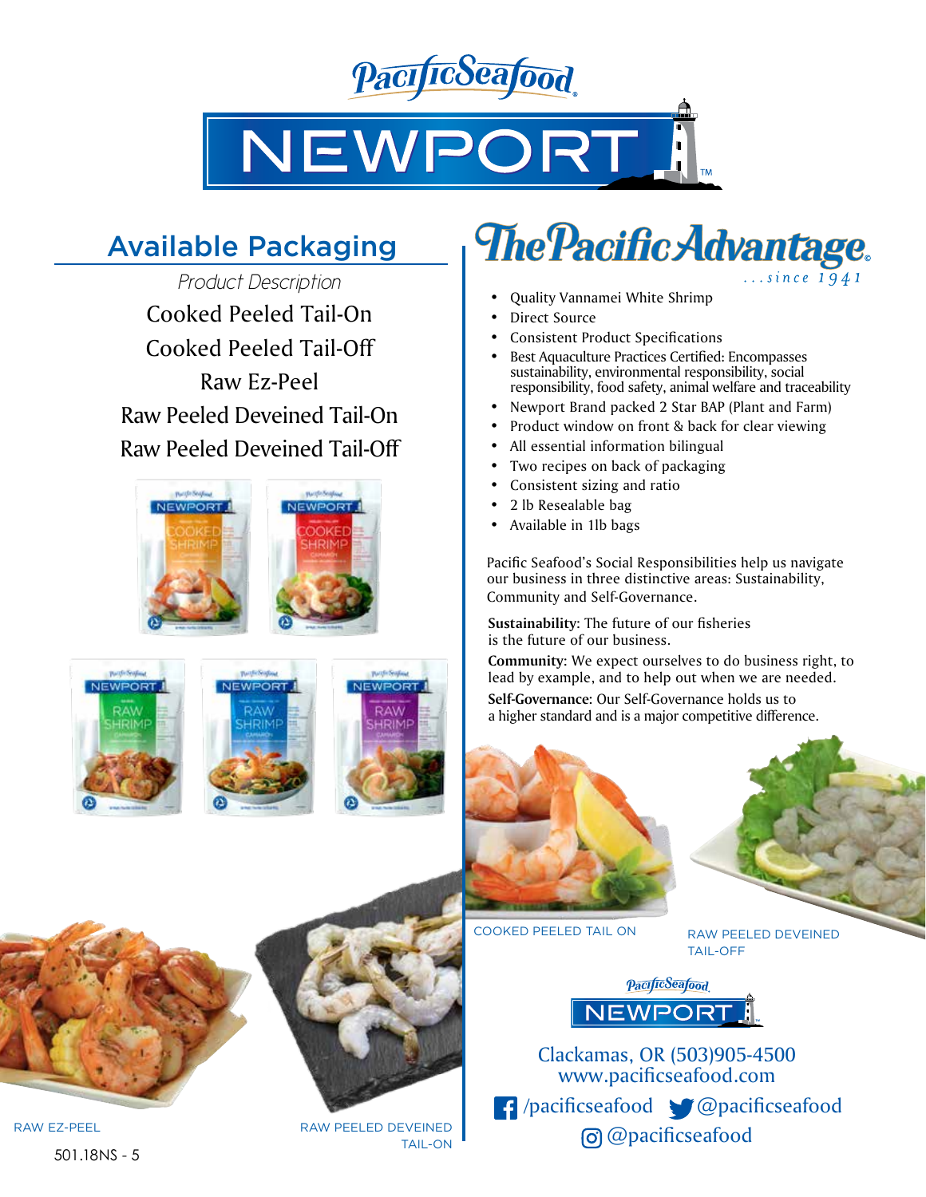PacificSeafood

# NEWPORT

## Available Packaging

*Product Description*

Cooked Peeled Tail-On

Cooked Peeled Tail-Off

Raw Ez-Peel

Raw Peeled Deveined Tail-On

Raw Peeled Deveined Tail-Off

## The Pacific Advantage

*...since 1941*

- Quality Vannamei White Shrimp
- Direct Source
- Consistent Product Specifications
- Best Aquaculture Practices Certified: Encompasses sustainability, environmental responsibility, social responsibility, food safety, animal welfare and traceability
- Newport Brand packed 2 Star BAP (Plant and Farm)
- Product window on front & back for clear viewing
- All essential information bilingual
- Two recipes on back of packaging
- Consistent sizing and ratio
- 2 lb Resealable bag
- Available in 1lb bags

Pacific Seafood's Social Responsibilities help us navigate our business in three distinctive areas: Sustainability, Community and Self-Governance.

**Sustainability**: The future of our fisheries is the future of our business.

**Community**: We expect ourselves to do business right, to lead by example, and to help out when we are needed.

**Self-Governance**: Our Self-Governance holds us to a higher standard and is a major competitive difference.

COOKED PEELED TAIL ON

RAW PEELED DEVEINED TAIL-OFF

RAW EZ-PEEL

RAW PEELED DEVEINED TAIL-ON

PacificSeafood NEWPORT

Clackamas, OR (503)905-4500
www.pacificseafood.com

/pacificseafood @pacificseafood

@pacificseafood

501.18NS - 5